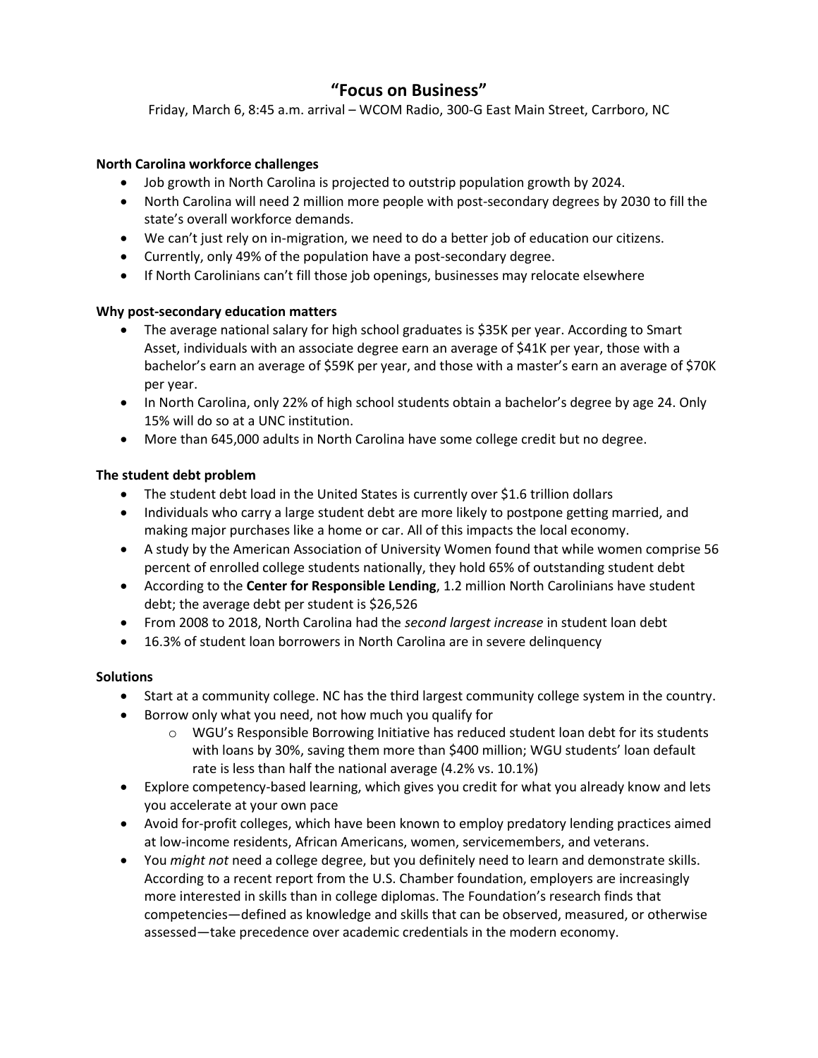# "Focus on Business"

Friday, March 6, 8:45 a.m. arrival – WCOM Radio, 300-G East Main Street, Carrboro, NC

**North Carolina workforce challenges**

- Job growth in North Carolina is projected to outstrip population growth by 2024.
- North Carolina will need 2 million more people with post-secondary degrees by 2030 to fill the state's overall workforce demands.
- We can't just rely on in-migration, we need to do a better job of education our citizens.
- Currently, only 49% of the population have a post-secondary degree.
- If North Carolinians can't fill those job openings, businesses may relocate elsewhere

**Why post-secondary education matters**

- The average national salary for high school graduates is $35K per year. According to Smart Asset, individuals with an associate degree earn an average of $41K per year, those with a bachelor's earn an average of $59K per year, and those with a master's earn an average of $70K per year.
- In North Carolina, only 22% of high school students obtain a bachelor's degree by age 24. Only 15% will do so at a UNC institution.
- More than 645,000 adults in North Carolina have some college credit but no degree.

**The student debt problem**

- The student debt load in the United States is currently over $1.6 trillion dollars
- Individuals who carry a large student debt are more likely to postpone getting married, and making major purchases like a home or car. All of this impacts the local economy.
- A study by the American Association of University Women found that while women comprise 56 percent of enrolled college students nationally, they hold 65% of outstanding student debt
- According to the **Center for Responsible Lending**, 1.2 million North Carolinians have student debt; the average debt per student is $26,526
- From 2008 to 2018, North Carolina had the *second largest increase* in student loan debt
- 16.3% of student loan borrowers in North Carolina are in severe delinquency

**Solutions**

- Start at a community college. NC has the third largest community college system in the country.
- Borrow only what you need, not how much you qualify for
  - WGU's Responsible Borrowing Initiative has reduced student loan debt for its students with loans by 30%, saving them more than $400 million; WGU students' loan default rate is less than half the national average (4.2% vs. 10.1%)
- Explore competency-based learning, which gives you credit for what you already know and lets you accelerate at your own pace
- Avoid for-profit colleges, which have been known to employ predatory lending practices aimed at low-income residents, African Americans, women, servicemembers, and veterans.
- You *might not* need a college degree, but you definitely need to learn and demonstrate skills. According to a recent report from the U.S. Chamber foundation, employers are increasingly more interested in skills than in college diplomas. The Foundation's research finds that competencies—defined as knowledge and skills that can be observed, measured, or otherwise assessed—take precedence over academic credentials in the modern economy.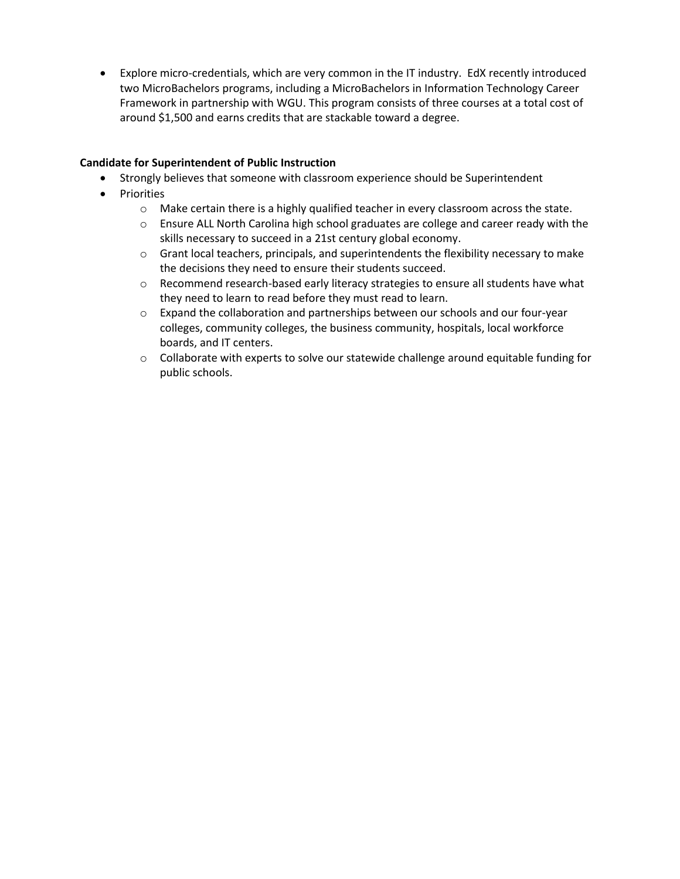- Explore micro-credentials, which are very common in the IT industry. EdX recently introduced two MicroBachelors programs, including a MicroBachelors in Information Technology Career Framework in partnership with WGU. This program consists of three courses at a total cost of around $1,500 and earns credits that are stackable toward a degree.

**Candidate for Superintendent of Public Instruction**

- Strongly believes that someone with classroom experience should be Superintendent
- Priorities
  - Make certain there is a highly qualified teacher in every classroom across the state.
  - Ensure ALL North Carolina high school graduates are college and career ready with the skills necessary to succeed in a 21st century global economy.
  - Grant local teachers, principals, and superintendents the flexibility necessary to make the decisions they need to ensure their students succeed.
  - Recommend research-based early literacy strategies to ensure all students have what they need to learn to read before they must read to learn.
  - Expand the collaboration and partnerships between our schools and our four-year colleges, community colleges, the business community, hospitals, local workforce boards, and IT centers.
  - Collaborate with experts to solve our statewide challenge around equitable funding for public schools.